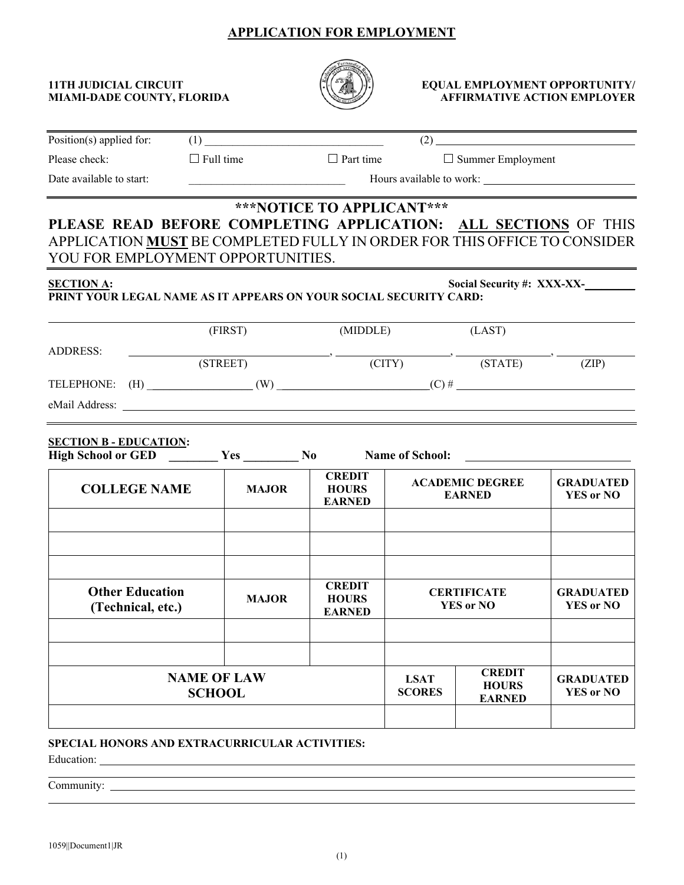# APPLICATION FOR EMPLOYMENT

**11TH JUDICIAL CIRCUIT**
**MIAMI-DADE COUNTY, FLORIDA**

**EQUAL EMPLOYMENT OPPORTUNITY/**
**AFFIRMATIVE ACTION EMPLOYER**

Position(s) applied for: (1) ______________________________ (2) ______________________________

Please check: ☐ Full time ☐ Part time ☐ Summer Employment

Date available to start: ____________________________ Hours available to work: ____________________________

## ***NOTICE TO APPLICANT***

**PLEASE READ BEFORE COMPLETING APPLICATION: <u>ALL SECTIONS</u> OF THIS** APPLICATION **<u>MUST</u>** BE COMPLETED FULLY IN ORDER FOR THIS OFFICE TO CONSIDER YOU FOR EMPLOYMENT OPPORTUNITIES.

**<u>SECTION A</u>:** **Social Security #: XXX-XX-________**

**PRINT YOUR LEGAL NAME AS IT APPEARS ON YOUR SOCIAL SECURITY CARD:**

______________________________________________________________________
(FIRST) (MIDDLE) (LAST)

ADDRESS: ______________________________, ____________________, ____________________, ____________
(STREET) (CITY) (STATE) (ZIP)

TELEPHONE: (H) __________________ (W) __________________________(C) # ______________________________

eMail Address: ______________________________________________________________________

**<u>SECTION B - EDUCATION</u>:**

**High School or GED ________ Yes _________ No Name of School:** ____________________________

| COLLEGE NAME | MAJOR | CREDIT HOURS EARNED | ACADEMIC DEGREE EARNED | GRADUATED YES or NO |
|---|---|---|---|---|
| | | | | |
| | | | | |
| | | | | |

| Other Education (Technical, etc.) | MAJOR | CREDIT HOURS EARNED | CERTIFICATE YES or NO | GRADUATED YES or NO |
|---|---|---|---|---|
| | | | | |
| | | | | |

| NAME OF LAW SCHOOL | LSAT SCORES | CREDIT HOURS EARNED | GRADUATED YES or NO |
|---|---|---|---|
| | | | |

**SPECIAL HONORS AND EXTRACURRICULAR ACTIVITIES:**

Education: ______________________________________________________________________

______________________________________________________________________

Community: ______________________________________________________________________

______________________________________________________________________

1059||Document1|JR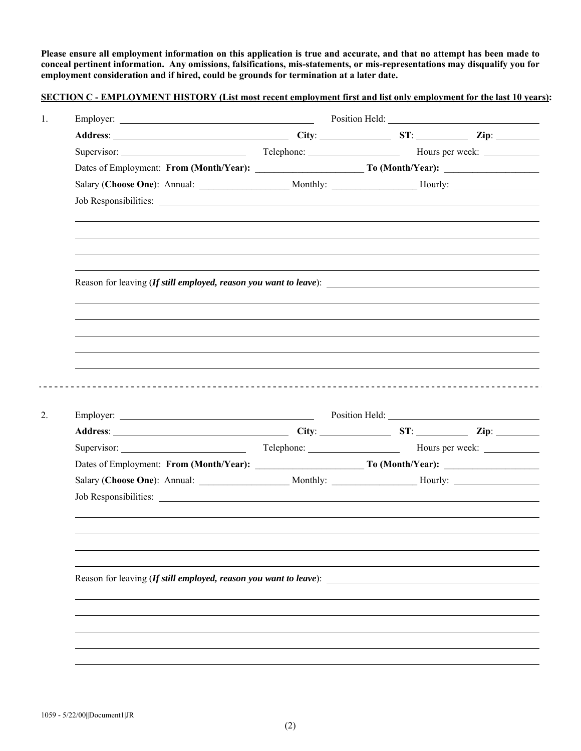**Please ensure all employment information on this application is true and accurate, and that no attempt has been made to conceal pertinent information. Any omissions, falsifications, mis-statements, or mis-representations may disqualify you for employment consideration and if hired, could be grounds for termination at a later date.**

**SECTION C - EMPLOYMENT HISTORY (List most recent employment first and list only employment for the last 10 years):**

1. Employer: ______________________________ Position Held: ______________________________

   **Address**: ______________________________ **City**: ______________ **ST**: __________ **Zip**: __________

   Supervisor: ______________________ Telephone: ____________________ Hours per week: ____________

   Dates of Employment: **From (Month/Year):** ____________________ **To (Month/Year):** ____________________

   Salary (**Choose One**): Annual: __________________ Monthly: __________________ Hourly: __________________

   Job Responsibilities: ________________________________________________________________

   ________________________________________________________________

   ________________________________________________________________

   ________________________________________________________________

   ________________________________________________________________

   Reason for leaving (***If still employed, reason you want to leave***): ________________________________

   ________________________________________________________________

   ________________________________________________________________

   ________________________________________________________________

   ________________________________________________________________

   ________________________________________________________________

---

2. Employer: ______________________________ Position Held: ______________________________

   **Address**: ______________________________ **City**: ______________ **ST**: __________ **Zip**: __________

   Supervisor: ______________________ Telephone: ____________________ Hours per week: ____________

   Dates of Employment: **From (Month/Year):** ____________________ **To (Month/Year):** ____________________

   Salary (**Choose One**): Annual: __________________ Monthly: __________________ Hourly: __________________

   Job Responsibilities: ________________________________________________________________

   ________________________________________________________________

   ________________________________________________________________

   ________________________________________________________________

   ________________________________________________________________

   Reason for leaving (***If still employed, reason you want to leave***): ________________________________

   ________________________________________________________________

   ________________________________________________________________

   ________________________________________________________________

   ________________________________________________________________

   ________________________________________________________________

1059 - 5/22/00||Document1|JR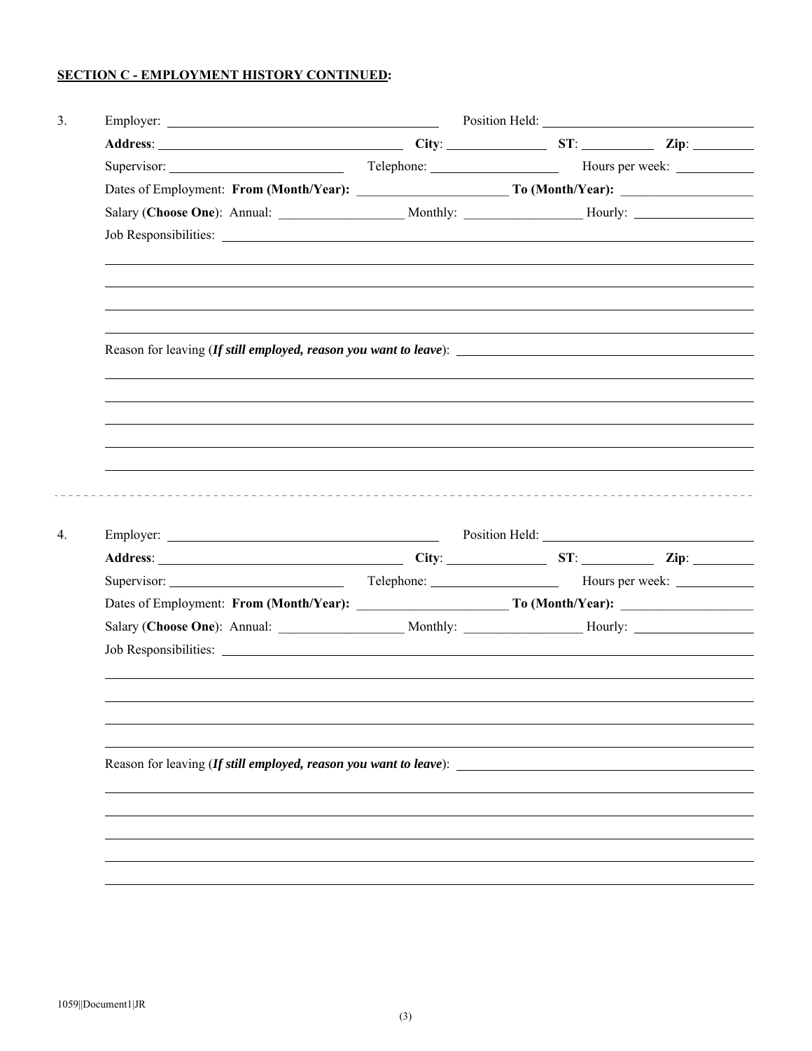**SECTION C - EMPLOYMENT HISTORY CONTINUED:**

3. Employer: ______________________ Position Held: ______________________

   **Address**: ______________________ **City**: __________ **ST**: ______ **Zip**: ______

   Supervisor: ______________________ Telephone: ______________ Hours per week: ________

   Dates of Employment: **From (Month/Year):** ______________ **To (Month/Year):** ______________

   Salary (**Choose One**): Annual: ______________ Monthly: ______________ Hourly: ______________

   Job Responsibilities: ______________________________________________

   Reason for leaving (***If still employed, reason you want to leave***): ______________________________________________

---

4. Employer: ______________________ Position Held: ______________________

   **Address**: ______________________ **City**: __________ **ST**: ______ **Zip**: ______

   Supervisor: ______________________ Telephone: ______________ Hours per week: ________

   Dates of Employment: **From (Month/Year):** ______________ **To (Month/Year):** ______________

   Salary (**Choose One**): Annual: ______________ Monthly: ______________ Hourly: ______________

   Job Responsibilities: ______________________________________________

   Reason for leaving (***If still employed, reason you want to leave***): ______________________________________________

1059||Document1|JR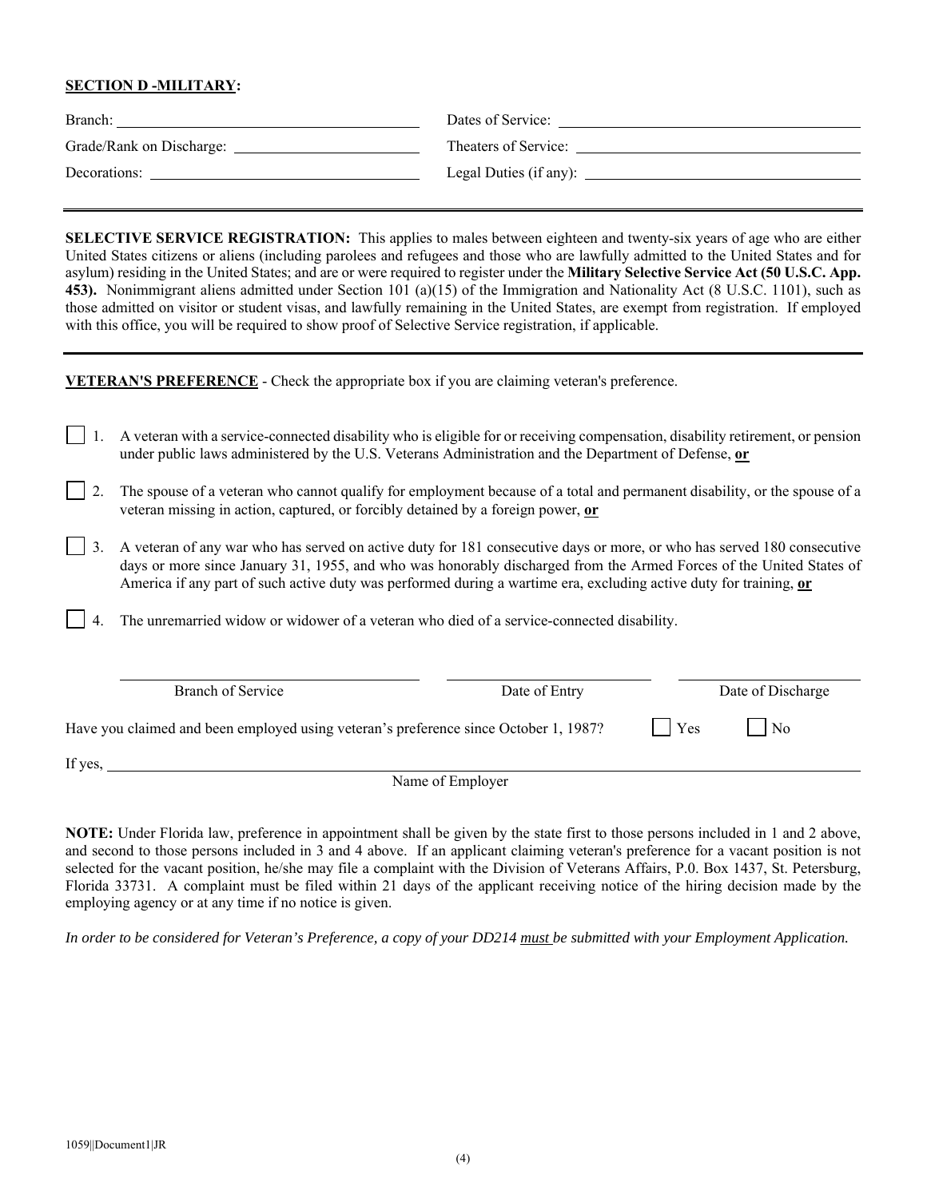**SECTION D -MILITARY:**

Branch: ______________________________ Dates of Service: ______________________________

Grade/Rank on Discharge: ______________________ Theaters of Service: ______________________________

Decorations: ______________________________ Legal Duties (if any): ______________________________

---

**SELECTIVE SERVICE REGISTRATION:** This applies to males between eighteen and twenty-six years of age who are either United States citizens or aliens (including parolees and refugees and those who are lawfully admitted to the United States and for asylum) residing in the United States; and are or were required to register under the **Military Selective Service Act (50 U.S.C. App. 453).** Nonimmigrant aliens admitted under Section 101 (a)(15) of the Immigration and Nationality Act (8 U.S.C. 1101), such as those admitted on visitor or student visas, and lawfully remaining in the United States, are exempt from registration. If employed with this office, you will be required to show proof of Selective Service registration, if applicable.

---

**VETERAN'S PREFERENCE** - Check the appropriate box if you are claiming veteran's preference.

☐ 1. A veteran with a service-connected disability who is eligible for or receiving compensation, disability retirement, or pension under public laws administered by the U.S. Veterans Administration and the Department of Defense, **or**

☐ 2. The spouse of a veteran who cannot qualify for employment because of a total and permanent disability, or the spouse of a veteran missing in action, captured, or forcibly detained by a foreign power, **or**

☐ 3. A veteran of any war who has served on active duty for 181 consecutive days or more, or who has served 180 consecutive days or more since January 31, 1955, and who was honorably discharged from the Armed Forces of the United States of America if any part of such active duty was performed during a wartime era, excluding active duty for training, **or**

☐ 4. The unremarried widow or widower of a veteran who died of a service-connected disability.

______________________________ ______________________ ______________________
Branch of Service Date of Entry Date of Discharge

Have you claimed and been employed using veteran's preference since October 1, 1987? ☐ Yes ☐ No

If yes, ______________________________________________________________
Name of Employer

**NOTE:** Under Florida law, preference in appointment shall be given by the state first to those persons included in 1 and 2 above, and second to those persons included in 3 and 4 above. If an applicant claiming veteran's preference for a vacant position is not selected for the vacant position, he/she may file a complaint with the Division of Veterans Affairs, P.0. Box 1437, St. Petersburg, Florida 33731. A complaint must be filed within 21 days of the applicant receiving notice of the hiring decision made by the employing agency or at any time if no notice is given.

*In order to be considered for Veteran's Preference, a copy of your DD214 must be submitted with your Employment Application.*

1059||Document1|JR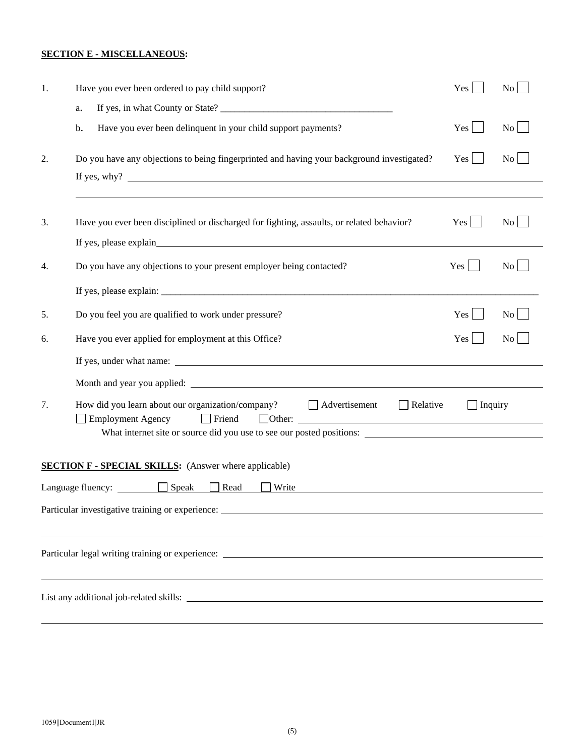**SECTION E - MISCELLANEOUS:**

1. Have you ever been ordered to pay child support? Yes ☐ No ☐
   a. If yes, in what County or State? ____________________________________
   b. Have you ever been delinquent in your child support payments? Yes ☐ No ☐

2. Do you have any objections to being fingerprinted and having your background investigated? Yes ☐ No ☐
   If yes, why? ____________________________________

3. Have you ever been disciplined or discharged for fighting, assaults, or related behavior? Yes ☐ No ☐
   If yes, please explain ____________________________________

4. Do you have any objections to your present employer being contacted? Yes ☐ No ☐
   If yes, please explain: ____________________________________

5. Do you feel you are qualified to work under pressure? Yes ☐ No ☐

6. Have you ever applied for employment at this Office? Yes ☐ No ☐
   If yes, under what name: ____________________________________
   Month and year you applied: ____________________________________

7. How did you learn about our organization/company? ☐ Advertisement ☐ Relative ☐ Inquiry ☐ Employment Agency ☐ Friend ☐ Other: ____________________
   What internet site or source did you use to see our posted positions: ____________________

**SECTION F - SPECIAL SKILLS:** (Answer where applicable)

Language fluency: ________ ☐ Speak ☐ Read ☐ Write ____________________

Particular investigative training or experience: ____________________________________

Particular legal writing training or experience: ____________________________________

List any additional job-related skills: ____________________________________

1059||Document1|JR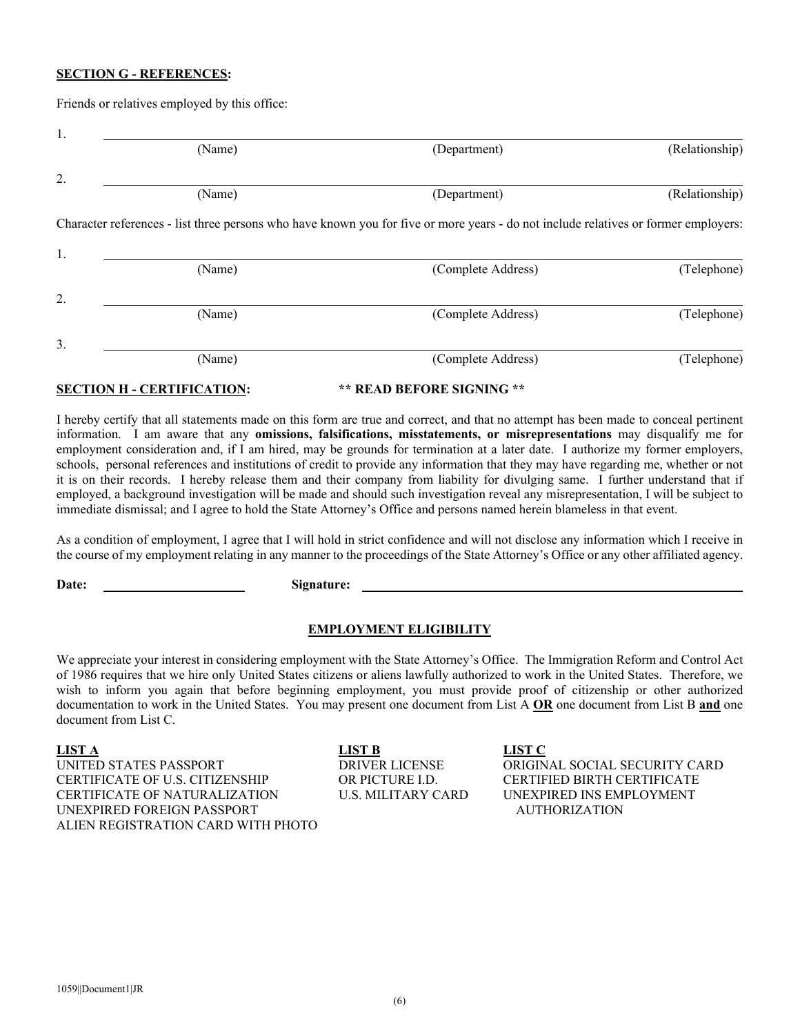**SECTION G - REFERENCES:**

Friends or relatives employed by this office:

| | (Name) | (Department) | (Relationship) |
|---|---|---|---|
| 1. | | | |
| 2. | | | |

Character references - list three persons who have known you for five or more years - do not include relatives or former employers:

| | (Name) | (Complete Address) | (Telephone) |
|---|---|---|---|
| 1. | | | |
| 2. | | | |
| 3. | | | |

**SECTION H - CERTIFICATION:** **\*\* READ BEFORE SIGNING \*\***

I hereby certify that all statements made on this form are true and correct, and that no attempt has been made to conceal pertinent information. I am aware that any **omissions, falsifications, misstatements, or misrepresentations** may disqualify me for employment consideration and, if I am hired, may be grounds for termination at a later date. I authorize my former employers, schools, personal references and institutions of credit to provide any information that they may have regarding me, whether or not it is on their records. I hereby release them and their company from liability for divulging same. I further understand that if employed, a background investigation will be made and should such investigation reveal any misrepresentation, I will be subject to immediate dismissal; and I agree to hold the State Attorney's Office and persons named herein blameless in that event.

As a condition of employment, I agree that I will hold in strict confidence and will not disclose any information which I receive in the course of my employment relating in any manner to the proceedings of the State Attorney's Office or any other affiliated agency.

**Date:** ____________________ **Signature:** ________________________________________

## EMPLOYMENT ELIGIBILITY

We appreciate your interest in considering employment with the State Attorney's Office. The Immigration Reform and Control Act of 1986 requires that we hire only United States citizens or aliens lawfully authorized to work in the United States. Therefore, we wish to inform you again that before beginning employment, you must provide proof of citizenship or other authorized documentation to work in the United States. You may present one document from List A **OR** one document from List B **and** one document from List C.

| **LIST A** | **LIST B** | **LIST C** |
|---|---|---|
| UNITED STATES PASSPORT | DRIVER LICENSE | ORIGINAL SOCIAL SECURITY CARD |
| CERTIFICATE OF U.S. CITIZENSHIP | OR PICTURE I.D. | CERTIFIED BIRTH CERTIFICATE |
| CERTIFICATE OF NATURALIZATION | U.S. MILITARY CARD | UNEXPIRED INS EMPLOYMENT AUTHORIZATION |
| UNEXPIRED FOREIGN PASSPORT | | |
| ALIEN REGISTRATION CARD WITH PHOTO | | |

1059||Document1|JR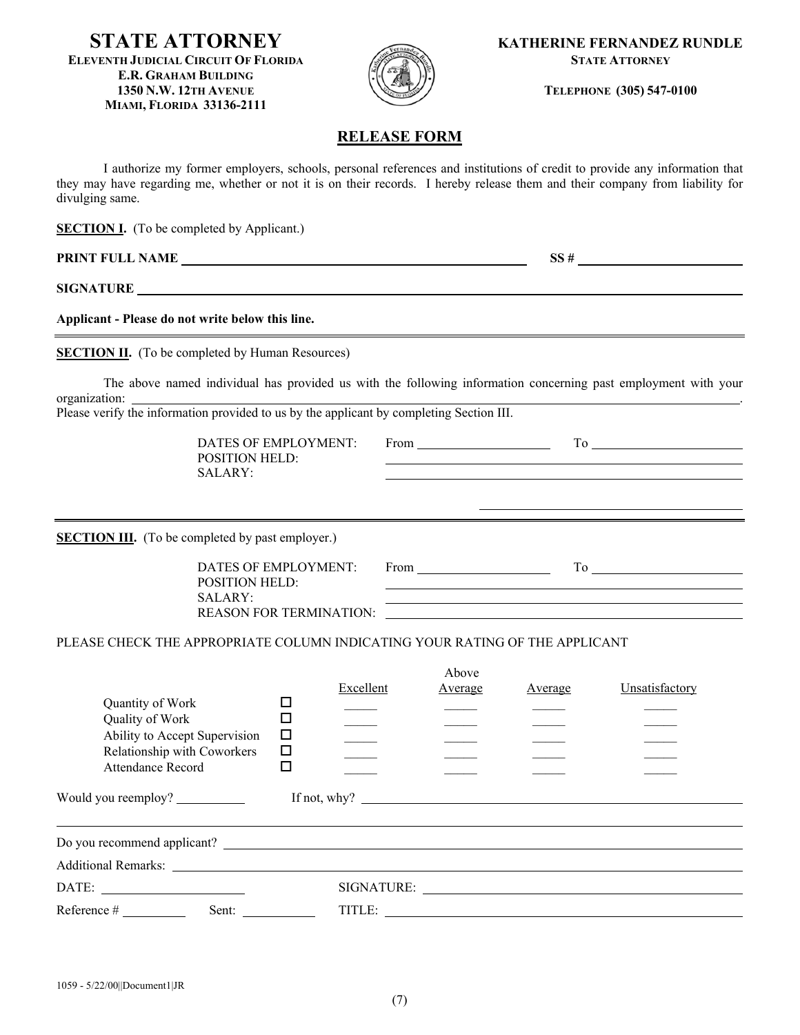**STATE ATTORNEY**
**ELEVENTH JUDICIAL CIRCUIT OF FLORIDA**
**E.R. GRAHAM BUILDING**
**1350 N.W. 12TH AVENUE**
**MIAMI, FLORIDA 33136-2111**

**KATHERINE FERNANDEZ RUNDLE**
**STATE ATTORNEY**

**TELEPHONE (305) 547-0100**

## RELEASE FORM

I authorize my former employers, schools, personal references and institutions of credit to provide any information that they may have regarding me, whether or not it is on their records. I hereby release them and their company from liability for divulging same.

**SECTION I.** (To be completed by Applicant.)

**PRINT FULL NAME** ______________________________ **SS #** ______________________

**SIGNATURE** ____________________________________________________________

**Applicant - Please do not write below this line.**

---

**SECTION II.** (To be completed by Human Resources)

The above named individual has provided us with the following information concerning past employment with your organization: ____________________________________________.
Please verify the information provided to us by the applicant by completing Section III.

DATES OF EMPLOYMENT: From ________________ To ________________
POSITION HELD: ________________________________
SALARY: ________________________________

________________________________

---

**SECTION III.** (To be completed by past employer.)

DATES OF EMPLOYMENT: From ________________ To ________________
POSITION HELD: ________________________________
SALARY: ________________________________
REASON FOR TERMINATION: ________________________________

PLEASE CHECK THE APPROPRIATE COLUMN INDICATING YOUR RATING OF THE APPLICANT

| | | Excellent | Above Average | Average | Unsatisfactory |
|---|---|---|---|---|---|
| Quantity of Work | ☐ | _____ | _____ | _____ | _____ |
| Quality of Work | ☐ | _____ | _____ | _____ | _____ |
| Ability to Accept Supervision | ☐ | _____ | _____ | _____ | _____ |
| Relationship with Coworkers | ☐ | _____ | _____ | _____ | _____ |
| Attendance Record | ☐ | _____ | _____ | _____ | _____ |

Would you reemploy? __________ If not, why? ________________________________

____________________________________________________________

Do you recommend applicant? ________________________________

Additional Remarks: ________________________________

DATE: ________________ SIGNATURE: ________________________________

Reference # __________ Sent: __________ TITLE: ________________________________

1059 - 5/22/00||Document1|JR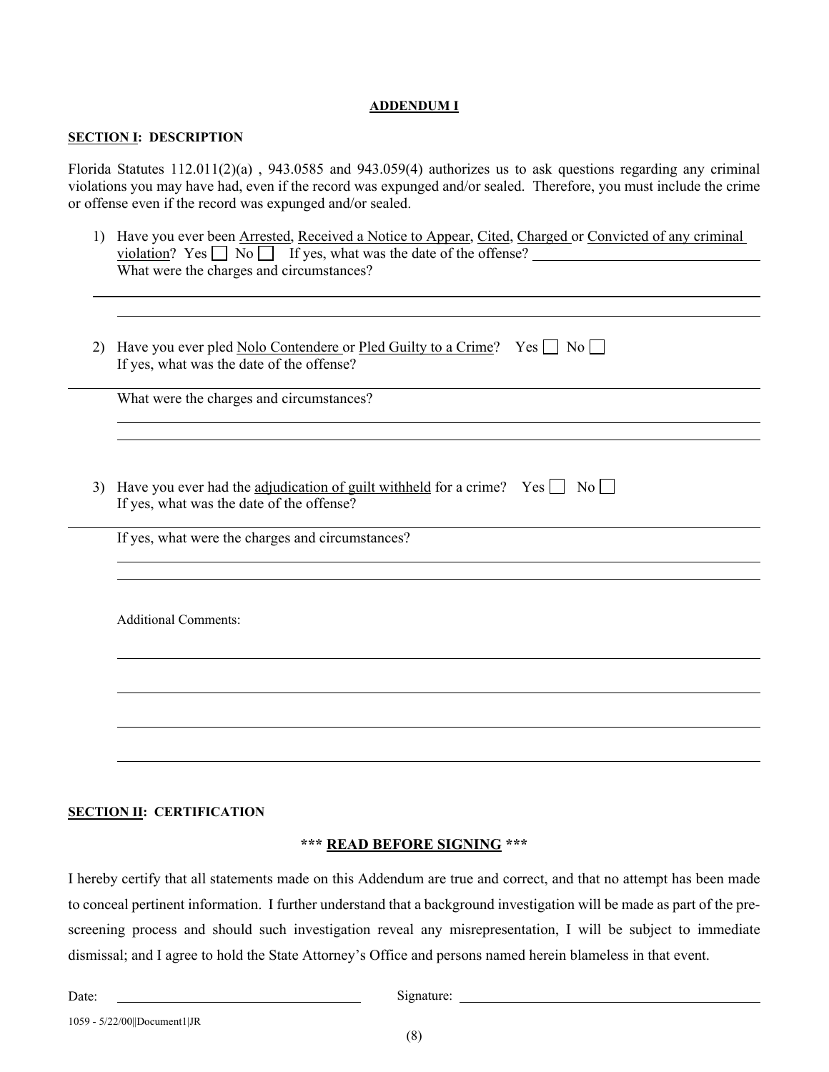**ADDENDUM I**

**SECTION I: DESCRIPTION**

Florida Statutes 112.011(2)(a) , 943.0585 and 943.059(4) authorizes us to ask questions regarding any criminal violations you may have had, even if the record was expunged and/or sealed. Therefore, you must include the crime or offense even if the record was expunged and/or sealed.

1) Have you ever been Arrested, Received a Notice to Appear, Cited, Charged or Convicted of any criminal violation? Yes ☐ No ☐ If yes, what was the date of the offense? ______________________
What were the charges and circumstances?

______________________________________________________________________

______________________________________________________________________

2) Have you ever pled Nolo Contendere or Pled Guilty to a Crime? Yes ☐ No ☐
If yes, what was the date of the offense?

______________________________________________________________________

What were the charges and circumstances?

______________________________________________________________________

______________________________________________________________________

3) Have you ever had the adjudication of guilt withheld for a crime? Yes ☐ No ☐
If yes, what was the date of the offense?

______________________________________________________________________

If yes, what were the charges and circumstances?

______________________________________________________________________

______________________________________________________________________

Additional Comments:

______________________________________________________________________

______________________________________________________________________

______________________________________________________________________

______________________________________________________________________

**SECTION II: CERTIFICATION**

**\*\*\* READ BEFORE SIGNING \*\*\***

I hereby certify that all statements made on this Addendum are true and correct, and that no attempt has been made to conceal pertinent information. I further understand that a background investigation will be made as part of the pre-screening process and should such investigation reveal any misrepresentation, I will be subject to immediate dismissal; and I agree to hold the State Attorney's Office and persons named herein blameless in that event.

Date: ______________________ Signature: ______________________

1059 - 5/22/00||Document1|JR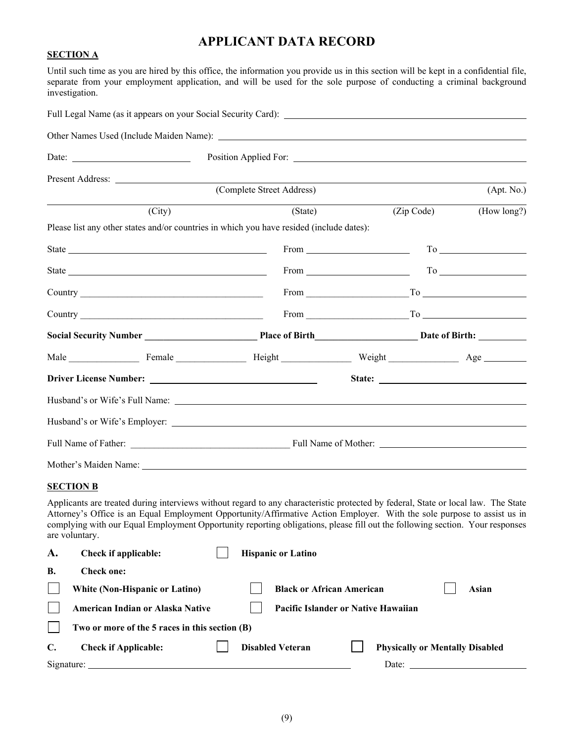# APPLICANT DATA RECORD

**SECTION A**

Until such time as you are hired by this office, the information you provide us in this section will be kept in a confidential file, separate from your employment application, and will be used for the sole purpose of conducting a criminal background investigation.

Full Legal Name (as it appears on your Social Security Card): ______________________________

Other Names Used (Include Maiden Name): ______________________________

Date: ______________ Position Applied For: ______________________________

Present Address: ______________________________
(Complete Street Address) (Apt. No.)

______________________________
(City) (State) (Zip Code) (How long?)

Please list any other states and/or countries in which you have resided (include dates):

State ______________________ From ______________ To ______________

State ______________________ From ______________ To ______________

Country ______________________ From ______________ To ______________

Country ______________________ From ______________ To ______________

**Social Security Number ______________ Place of Birth______________ Date of Birth:** ______________

Male ______________ Female ______________ Height ______________ Weight ______________ Age ______________

**Driver License Number:** ______________ **State:** ______________

Husband's or Wife's Full Name: ______________________________

Husband's or Wife's Employer: ______________________________

Full Name of Father: ______________ Full Name of Mother: ______________

Mother's Maiden Name: ______________________________

**SECTION B**

Applicants are treated during interviews without regard to any characteristic protected by federal, State or local law. The State Attorney's Office is an Equal Employment Opportunity/Affirmative Action Employer. With the sole purpose to assist us in complying with our Equal Employment Opportunity reporting obligations, please fill out the following section. Your responses are voluntary.

**A.** **Check if applicable:** ☐ **Hispanic or Latino**

**B.** **Check one:**

☐ **White (Non-Hispanic or Latino)** ☐ **Black or African American** ☐ **Asian**

☐ **American Indian or Alaska Native** ☐ **Pacific Islander or Native Hawaiian**

☐ **Two or more of the 5 races in this section (B)**

**C.** **Check if Applicable:** ☐ **Disabled Veteran** ☐ **Physically or Mentally Disabled**

Signature: ______________________________ Date: ______________